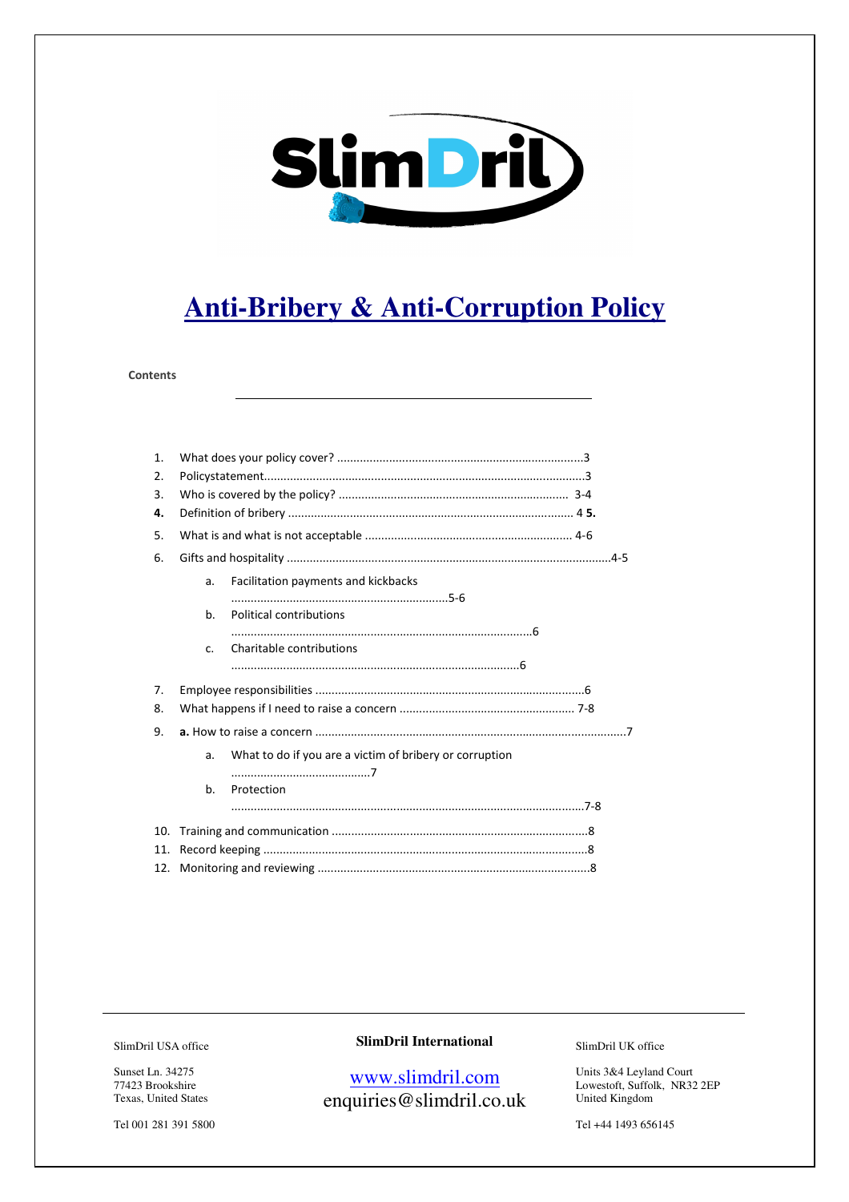# Anti-Bribery & Anti-Corruption Policy

**Contents**

1. What does your policy cover? ....................................................................................3
2. Policystatement.............................................................................................................3
3. Who is covered by the policy? ................................................................................ 3-4
4. Definition of bribery .................................................................................................. 4 **5.**
5. What is and what is not acceptable ........................................................................ 4-6
6. Gifts and hospitality ........................................................................................................4-5
   a. Facilitation payments and kickbacks ...................................................................5-6
   b. Political contributions ...............................................................................................6
   c. Charitable contributions ...........................................................................................6
7. Employee responsibilities .........................................................................................6
8. What happens if I need to raise a concern ........................................................ 7-8
9. **a.** How to raise a concern ..........................................................................................7
   a. What to do if you are a victim of bribery or corruption ...........................................7
   b. Protection ..............................................................................................................7-8
10. Training and communication ....................................................................................8
11. Record keeping ..........................................................................................................8
12. Monitoring and reviewing ..........................................................................................8

SlimDril USA office

Sunset Ln. 34275
77423 Brookshire
Texas, United States

Tel 001 281 391 5800

**SlimDril International**

www.slimdril.com
enquiries@slimdril.co.uk

SlimDril UK office

Units 3&4 Leyland Court
Lowestoft, Suffolk, NR32 2EP
United Kingdom

Tel +44 1493 656145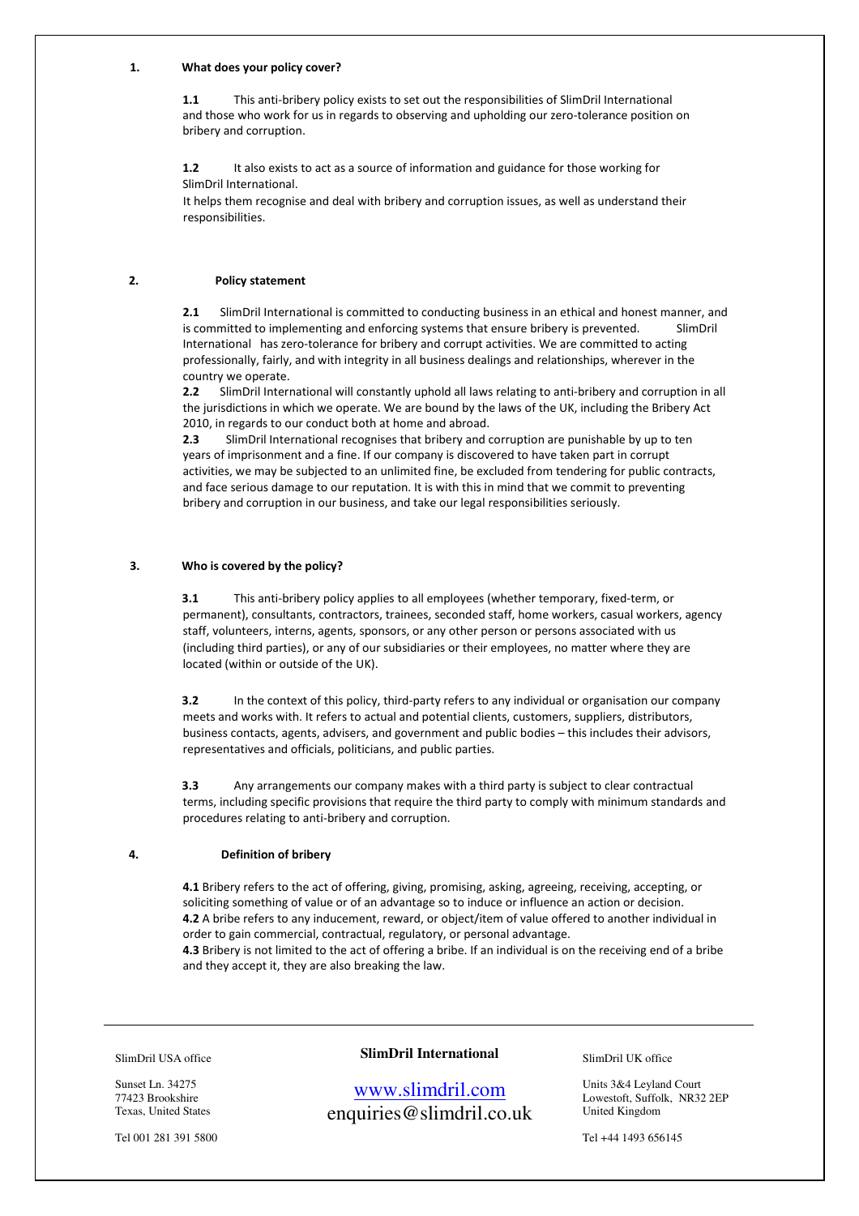## 1. What does your policy cover?

**1.1** This anti-bribery policy exists to set out the responsibilities of SlimDril International and those who work for us in regards to observing and upholding our zero-tolerance position on bribery and corruption.

**1.2** It also exists to act as a source of information and guidance for those working for SlimDril International.
It helps them recognise and deal with bribery and corruption issues, as well as understand their responsibilities.

## 2. Policy statement

**2.1** SlimDril International is committed to conducting business in an ethical and honest manner, and is committed to implementing and enforcing systems that ensure bribery is prevented. SlimDril International has zero-tolerance for bribery and corrupt activities. We are committed to acting professionally, fairly, and with integrity in all business dealings and relationships, wherever in the country we operate.

**2.2** SlimDril International will constantly uphold all laws relating to anti-bribery and corruption in all the jurisdictions in which we operate. We are bound by the laws of the UK, including the Bribery Act 2010, in regards to our conduct both at home and abroad.

**2.3** SlimDril International recognises that bribery and corruption are punishable by up to ten years of imprisonment and a fine. If our company is discovered to have taken part in corrupt activities, we may be subjected to an unlimited fine, be excluded from tendering for public contracts, and face serious damage to our reputation. It is with this in mind that we commit to preventing bribery and corruption in our business, and take our legal responsibilities seriously.

## 3. Who is covered by the policy?

**3.1** This anti-bribery policy applies to all employees (whether temporary, fixed-term, or permanent), consultants, contractors, trainees, seconded staff, home workers, casual workers, agency staff, volunteers, interns, agents, sponsors, or any other person or persons associated with us (including third parties), or any of our subsidiaries or their employees, no matter where they are located (within or outside of the UK).

**3.2** In the context of this policy, third-party refers to any individual or organisation our company meets and works with. It refers to actual and potential clients, customers, suppliers, distributors, business contacts, agents, advisers, and government and public bodies – this includes their advisors, representatives and officials, politicians, and public parties.

**3.3** Any arrangements our company makes with a third party is subject to clear contractual terms, including specific provisions that require the third party to comply with minimum standards and procedures relating to anti-bribery and corruption.

## 4. Definition of bribery

**4.1** Bribery refers to the act of offering, giving, promising, asking, agreeing, receiving, accepting, or soliciting something of value or of an advantage so to induce or influence an action or decision.

**4.2** A bribe refers to any inducement, reward, or object/item of value offered to another individual in order to gain commercial, contractual, regulatory, or personal advantage.

**4.3** Bribery is not limited to the act of offering a bribe. If an individual is on the receiving end of a bribe and they accept it, they are also breaking the law.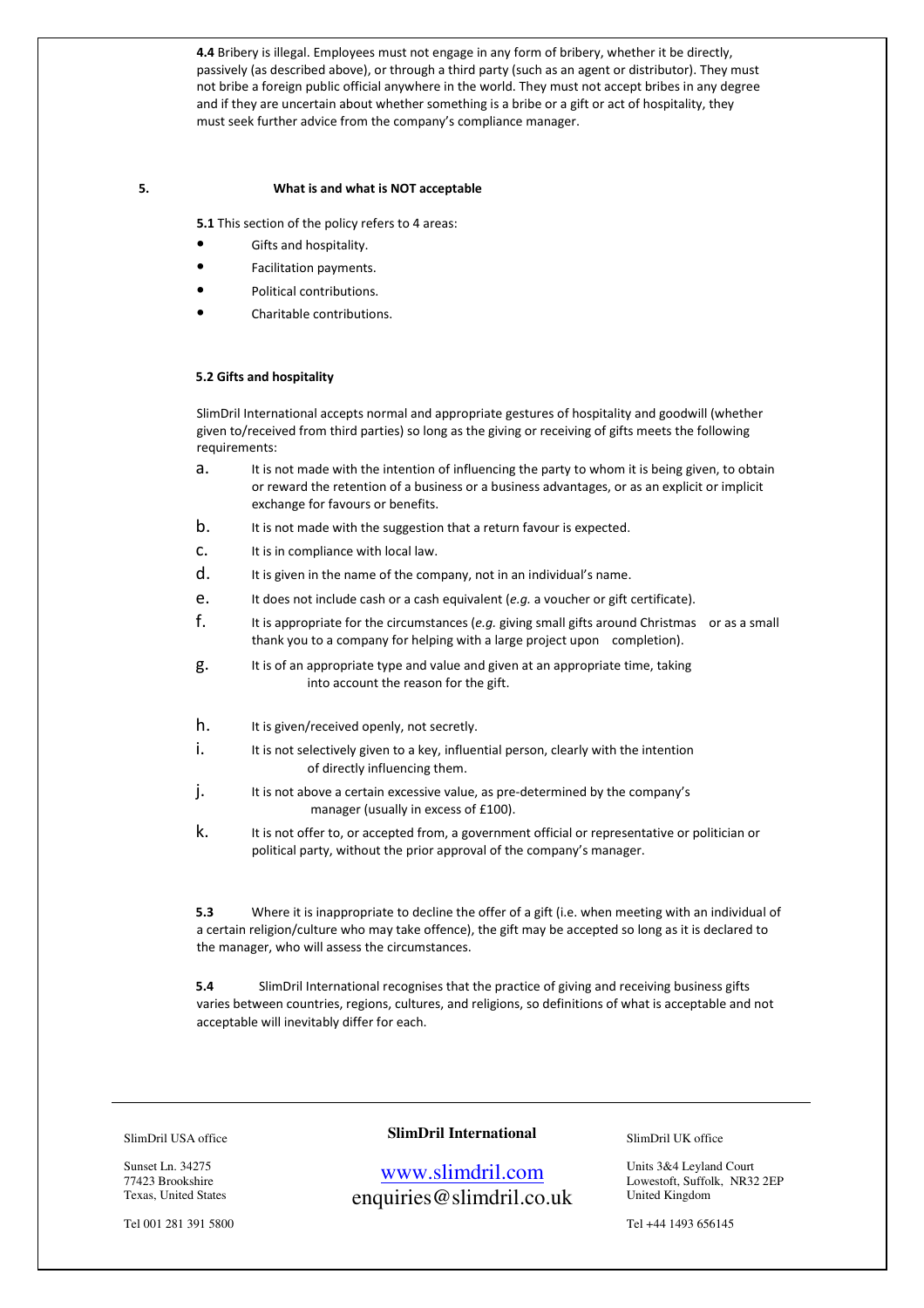**4.4** Bribery is illegal. Employees must not engage in any form of bribery, whether it be directly, passively (as described above), or through a third party (such as an agent or distributor). They must not bribe a foreign public official anywhere in the world. They must not accept bribes in any degree and if they are uncertain about whether something is a bribe or a gift or act of hospitality, they must seek further advice from the company's compliance manager.

## 5. What is and what is NOT acceptable

**5.1** This section of the policy refers to 4 areas:

- Gifts and hospitality.
- Facilitation payments.
- Political contributions.
- Charitable contributions.

### 5.2 Gifts and hospitality

SlimDril International accepts normal and appropriate gestures of hospitality and goodwill (whether given to/received from third parties) so long as the giving or receiving of gifts meets the following requirements:

a. It is not made with the intention of influencing the party to whom it is being given, to obtain or reward the retention of a business or a business advantages, or as an explicit or implicit exchange for favours or benefits.

b. It is not made with the suggestion that a return favour is expected.

c. It is in compliance with local law.

d. It is given in the name of the company, not in an individual's name.

e. It does not include cash or a cash equivalent (*e.g.* a voucher or gift certificate).

f. It is appropriate for the circumstances (*e.g.* giving small gifts around Christmas or as a small thank you to a company for helping with a large project upon completion).

g. It is of an appropriate type and value and given at an appropriate time, taking into account the reason for the gift.

h. It is given/received openly, not secretly.

i. It is not selectively given to a key, influential person, clearly with the intention of directly influencing them.

j. It is not above a certain excessive value, as pre-determined by the company's manager (usually in excess of £100).

k. It is not offer to, or accepted from, a government official or representative or politician or political party, without the prior approval of the company's manager.

**5.3** Where it is inappropriate to decline the offer of a gift (i.e. when meeting with an individual of a certain religion/culture who may take offence), the gift may be accepted so long as it is declared to the manager, who will assess the circumstances.

**5.4** SlimDril International recognises that the practice of giving and receiving business gifts varies between countries, regions, cultures, and religions, so definitions of what is acceptable and not acceptable will inevitably differ for each.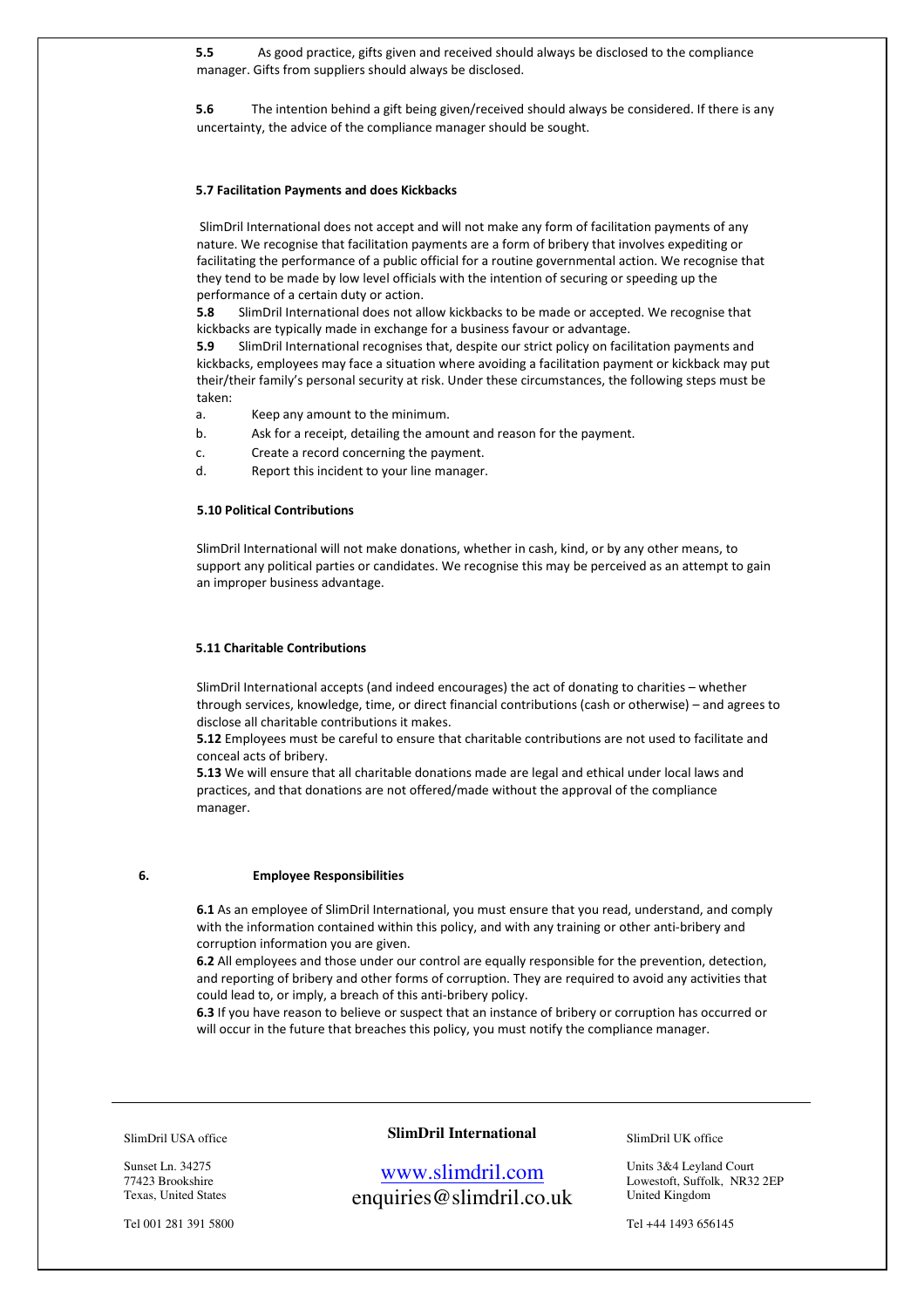**5.5** As good practice, gifts given and received should always be disclosed to the compliance manager. Gifts from suppliers should always be disclosed.

**5.6** The intention behind a gift being given/received should always be considered. If there is any uncertainty, the advice of the compliance manager should be sought.

**5.7 Facilitation Payments and does Kickbacks**

SlimDril International does not accept and will not make any form of facilitation payments of any nature. We recognise that facilitation payments are a form of bribery that involves expediting or facilitating the performance of a public official for a routine governmental action. We recognise that they tend to be made by low level officials with the intention of securing or speeding up the performance of a certain duty or action.

**5.8** SlimDril International does not allow kickbacks to be made or accepted. We recognise that kickbacks are typically made in exchange for a business favour or advantage.

**5.9** SlimDril International recognises that, despite our strict policy on facilitation payments and kickbacks, employees may face a situation where avoiding a facilitation payment or kickback may put their/their family's personal security at risk. Under these circumstances, the following steps must be taken:

a. Keep any amount to the minimum.
b. Ask for a receipt, detailing the amount and reason for the payment.
c. Create a record concerning the payment.
d. Report this incident to your line manager.

**5.10 Political Contributions**

SlimDril International will not make donations, whether in cash, kind, or by any other means, to support any political parties or candidates. We recognise this may be perceived as an attempt to gain an improper business advantage.

**5.11 Charitable Contributions**

SlimDril International accepts (and indeed encourages) the act of donating to charities – whether through services, knowledge, time, or direct financial contributions (cash or otherwise) – and agrees to disclose all charitable contributions it makes.

**5.12** Employees must be careful to ensure that charitable contributions are not used to facilitate and conceal acts of bribery.

**5.13** We will ensure that all charitable donations made are legal and ethical under local laws and practices, and that donations are not offered/made without the approval of the compliance manager.

## 6. Employee Responsibilities

**6.1** As an employee of SlimDril International, you must ensure that you read, understand, and comply with the information contained within this policy, and with any training or other anti-bribery and corruption information you are given.

**6.2** All employees and those under our control are equally responsible for the prevention, detection, and reporting of bribery and other forms of corruption. They are required to avoid any activities that could lead to, or imply, a breach of this anti-bribery policy.

**6.3** If you have reason to believe or suspect that an instance of bribery or corruption has occurred or will occur in the future that breaches this policy, you must notify the compliance manager.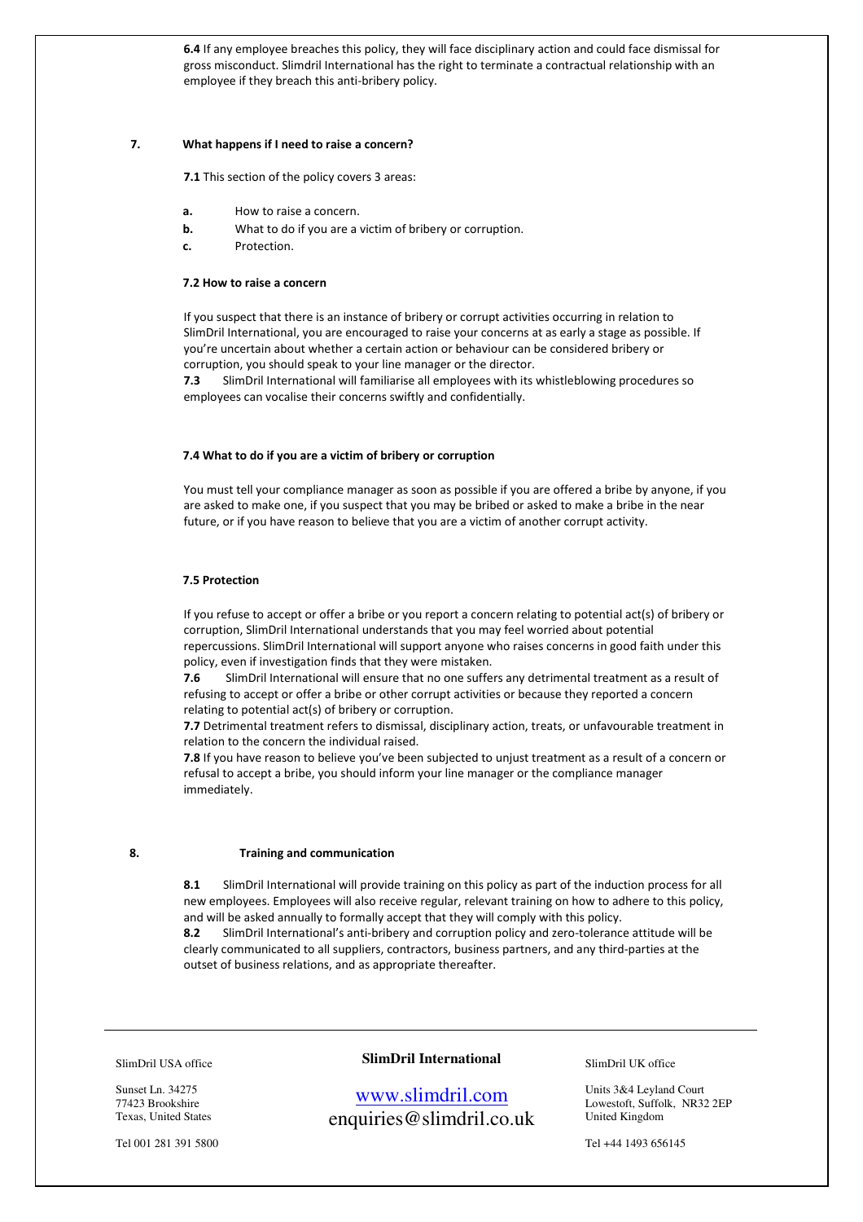**6.4** If any employee breaches this policy, they will face disciplinary action and could face dismissal for gross misconduct. Slimdril International has the right to terminate a contractual relationship with an employee if they breach this anti-bribery policy.

## 7. What happens if I need to raise a concern?

**7.1** This section of the policy covers 3 areas:

- **a.** How to raise a concern.
- **b.** What to do if you are a victim of bribery or corruption.
- **c.** Protection.

### 7.2 How to raise a concern

If you suspect that there is an instance of bribery or corrupt activities occurring in relation to SlimDril International, you are encouraged to raise your concerns at as early a stage as possible. If you're uncertain about whether a certain action or behaviour can be considered bribery or corruption, you should speak to your line manager or the director.

**7.3** SlimDril International will familiarise all employees with its whistleblowing procedures so employees can vocalise their concerns swiftly and confidentially.

### 7.4 What to do if you are a victim of bribery or corruption

You must tell your compliance manager as soon as possible if you are offered a bribe by anyone, if you are asked to make one, if you suspect that you may be bribed or asked to make a bribe in the near future, or if you have reason to believe that you are a victim of another corrupt activity.

### 7.5 Protection

If you refuse to accept or offer a bribe or you report a concern relating to potential act(s) of bribery or corruption, SlimDril International understands that you may feel worried about potential repercussions. SlimDril International will support anyone who raises concerns in good faith under this policy, even if investigation finds that they were mistaken.

**7.6** SlimDril International will ensure that no one suffers any detrimental treatment as a result of refusing to accept or offer a bribe or other corrupt activities or because they reported a concern relating to potential act(s) of bribery or corruption.

**7.7** Detrimental treatment refers to dismissal, disciplinary action, treats, or unfavourable treatment in relation to the concern the individual raised.

**7.8** If you have reason to believe you've been subjected to unjust treatment as a result of a concern or refusal to accept a bribe, you should inform your line manager or the compliance manager immediately.

## 8. Training and communication

**8.1** SlimDril International will provide training on this policy as part of the induction process for all new employees. Employees will also receive regular, relevant training on how to adhere to this policy, and will be asked annually to formally accept that they will comply with this policy.

**8.2** SlimDril International's anti-bribery and corruption policy and zero-tolerance attitude will be clearly communicated to all suppliers, contractors, business partners, and any third-parties at the outset of business relations, and as appropriate thereafter.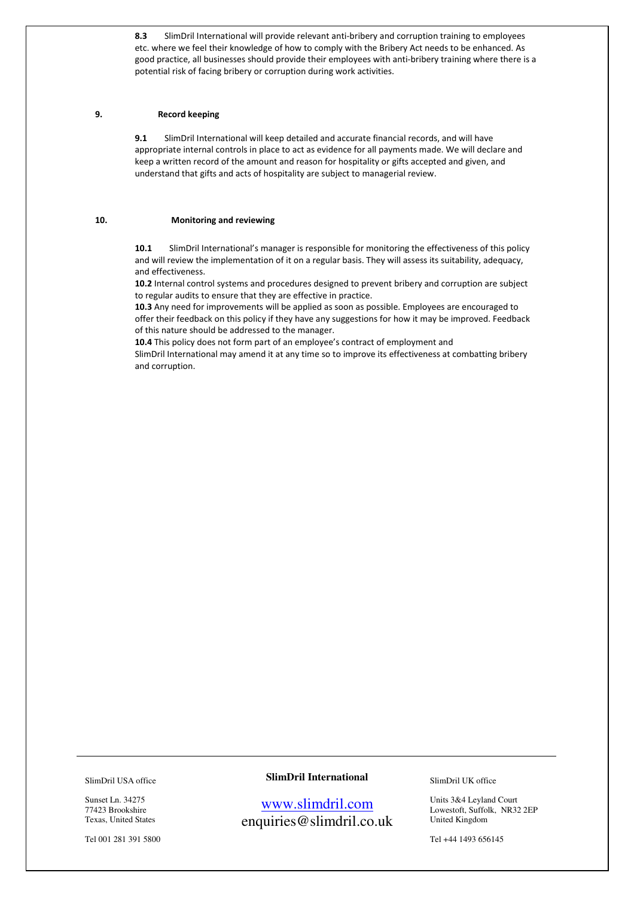**8.3** SlimDril International will provide relevant anti-bribery and corruption training to employees etc. where we feel their knowledge of how to comply with the Bribery Act needs to be enhanced. As good practice, all businesses should provide their employees with anti-bribery training where there is a potential risk of facing bribery or corruption during work activities.

## 9. Record keeping

**9.1** SlimDril International will keep detailed and accurate financial records, and will have appropriate internal controls in place to act as evidence for all payments made. We will declare and keep a written record of the amount and reason for hospitality or gifts accepted and given, and understand that gifts and acts of hospitality are subject to managerial review.

## 10. Monitoring and reviewing

**10.1** SlimDril International's manager is responsible for monitoring the effectiveness of this policy and will review the implementation of it on a regular basis. They will assess its suitability, adequacy, and effectiveness.

**10.2** Internal control systems and procedures designed to prevent bribery and corruption are subject to regular audits to ensure that they are effective in practice.

**10.3** Any need for improvements will be applied as soon as possible. Employees are encouraged to offer their feedback on this policy if they have any suggestions for how it may be improved. Feedback of this nature should be addressed to the manager.

**10.4** This policy does not form part of an employee's contract of employment and SlimDril International may amend it at any time so to improve its effectiveness at combatting bribery and corruption.